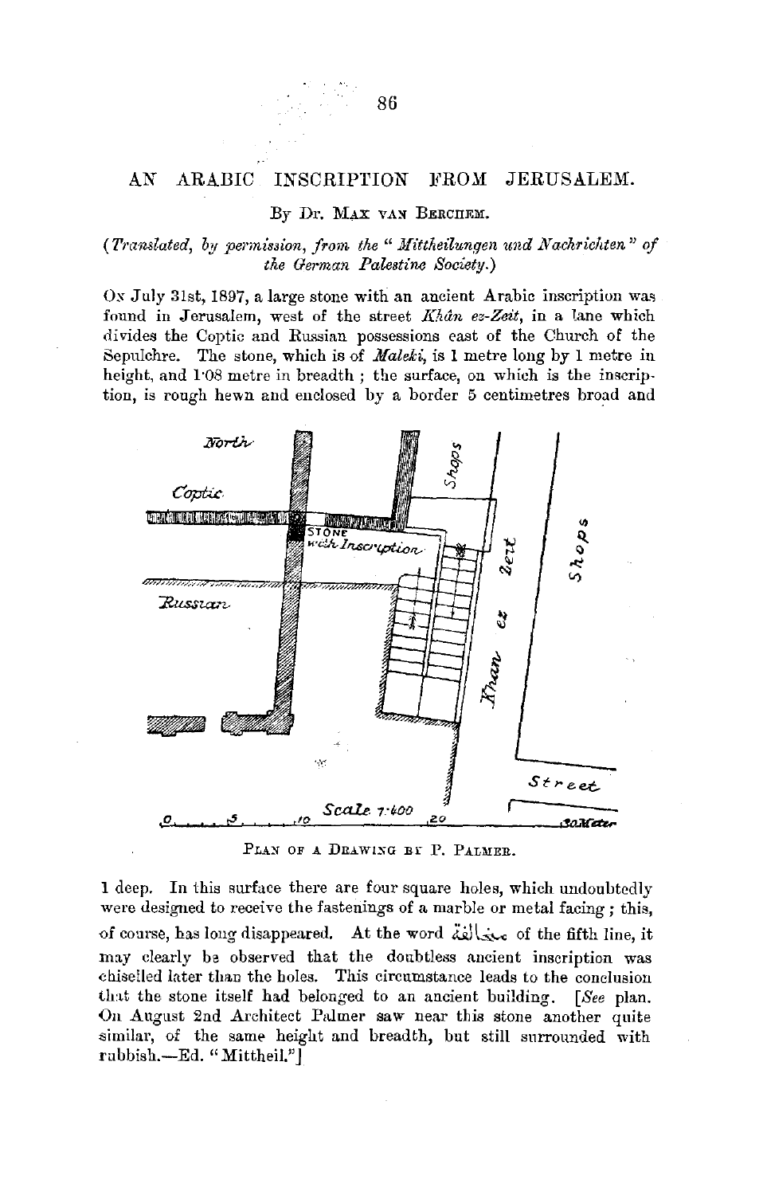# AN ARABIC INSCRIPTION FROM JERUSALEM.

By Dr. Max van Berchem.

*(Translated, by permission, from the "Mittheilungen und Nachrichten" of the German Palestine Society.)*

On July 31st, 1897, a large stone with an ancient Arabic inscription was found in Jerusalem, west of the street *Khân ez-Zeit*, in a lane which divides the Coptic and Russian possessions east of the Church of the Sepulchre. The stone, which is of *Maleki*, is 1 metre long by 1 metre in height, and 1·08 metre in breadth; the surface, on which is the inscription, is rough hewn and enclosed by a border 5 centimetres broad and

North

Coptic

STONE with Inscription

Shops

Russian

Khan ez Zeit

Shops

Street

Scale 1:400

0 5 10 20 30 Meter

Plan of a Drawing by P. Palmer.

1 deep. In this surface there are four square holes, which undoubtedly were designed to receive the fastenings of a marble or metal facing; this, of course, has long disappeared. At the word سقاية of the fifth line, it may clearly be observed that the doubtless ancient inscription was chiselled later than the holes. This circumstance leads to the conclusion that the stone itself had belonged to an ancient building. [*See* plan. On August 2nd Architect Palmer saw near this stone another quite similar, of the same height and breadth, but still surrounded with rubbish.—Ed. "Mittheil."]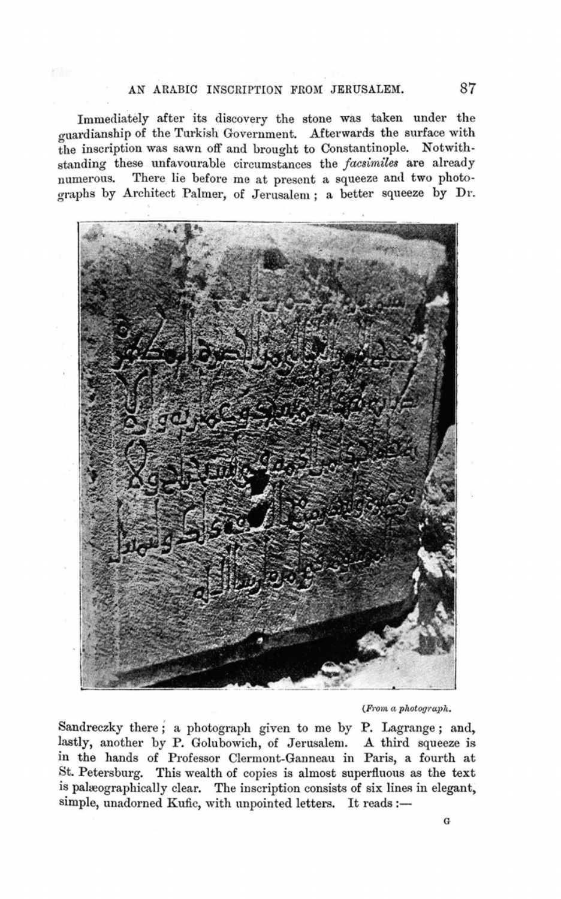Immediately after its discovery the stone was taken under the guardianship of the Turkish Government. Afterwards the surface with the inscription was sawn off and brought to Constantinople. Notwithstanding these unfavourable circumstances the *facsimiles* are already numerous. There lie before me at present a squeeze and two photographs by Architect Palmer, of Jerusalem; a better squeeze by Dr.

(*From a photograph.*

Sandreczky there; a photograph given to me by P. Lagrange; and, lastly, another by P. Golubowich, of Jerusalem. A third squeeze is in the hands of Professor Clermont-Ganneau in Paris, a fourth at St. Petersburg. This wealth of copies is almost superfluous as the text is palæographically clear. The inscription consists of six lines in elegant, simple, unadorned Kufic, with unpointed letters. It reads :—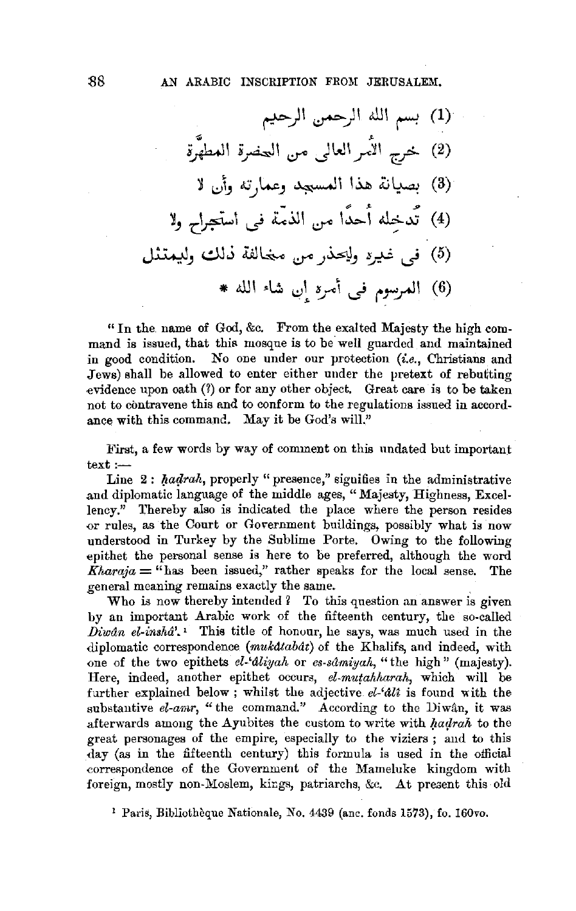(1) بسم الله الرحمن الرحيم

(2) خرج الأمر العالي من الحضرة المطهّرة

(3) بصيانة هذا المسجد وعمارته وأن لا

(4) تُدخله أحدًا من الذمّة في استجراح ولا

(5) في غيره وليحذر من مخالفة ذلك وليمتثل

(6) المرسوم في أمره إن شاء الله *

"In the name of God, &c. From the exalted Majesty the high command is issued, that this mosque is to be well guarded and maintained in good condition. No one under our protection (*i.e.*, Christians and Jews) shall be allowed to enter either under the pretext of rebutting evidence upon oath (?) or for any other object. Great care is to be taken not to contravene this and to conform to the regulations issued in accordance with this command. May it be God's will."

First, a few words by way of comment on this undated but important text :—

Line 2 : *ḥaḍrah*, properly "presence," signifies in the administrative and diplomatic language of the middle ages, "Majesty, Highness, Excellency." Thereby also is indicated the place where the person resides or rules, as the Court or Government buildings, possibly what is now understood in Turkey by the Sublime Porte. Owing to the following epithet the personal sense is here to be preferred, although the word *Kharaja* = "has been issued," rather speaks for the local sense. The general meaning remains exactly the same.

Who is now thereby intended ? To this question an answer is given by an important Arabic work of the fifteenth century, the so-called *Diwân el-inshâ'*.[1] This title of honour, he says, was much used in the diplomatic correspondence (*mukâtabât*) of the Khalifs, and indeed, with one of the two epithets *el-'âliyah* or *es-sâmiyah*, "the high" (majesty). Here, indeed, another epithet occurs, *el-muṭahharah*, which will be further explained below ; whilst the adjective *el-'âlî* is found with the substantive *el-amr*, "the command." According to the Diwân, it was afterwards among the Ayubites the custom to write with *ḥaḍrah* to the great personages of the empire, especially to the viziers ; and to this day (as in the fifteenth century) this formula is used in the official correspondence of the Government of the Mameluke kingdom with foreign, mostly non-Moslem, kings, patriarchs, &c. At present this old

[1] Paris, Bibliothèque Nationale, No. 4439 (anc. fonds 1573), fo. 160vo.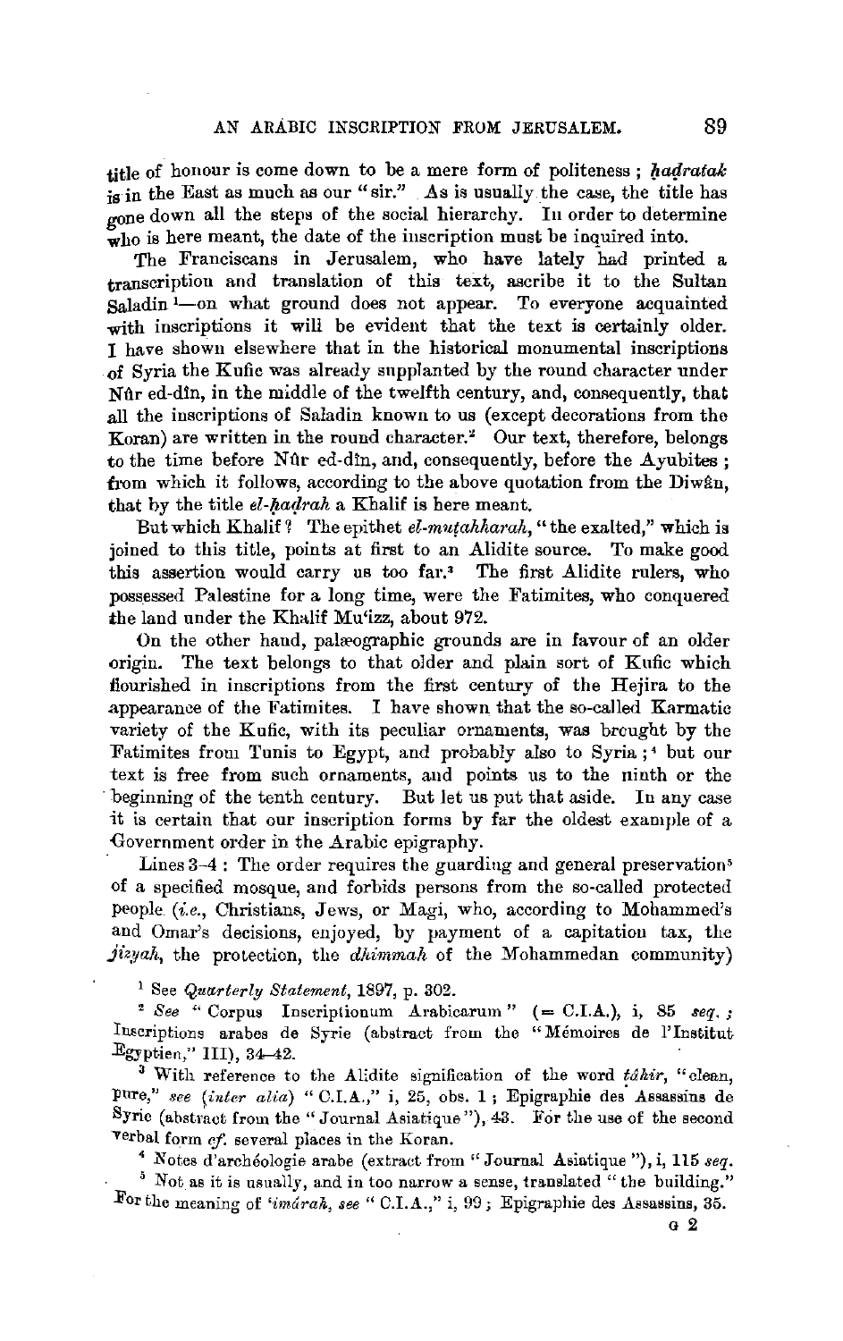title of honour is come down to be a mere form of politeness; *ḥaḍratak* is in the East as much as our "sir." As is usually the case, the title has gone down all the steps of the social hierarchy. In order to determine who is here meant, the date of the inscription must be inquired into.

The Franciscans in Jerusalem, who have lately had printed a transcription and translation of this text, ascribe it to the Sultan Saladin [1]—on what ground does not appear. To everyone acquainted with inscriptions it will be evident that the text is certainly older. I have shown elsewhere that in the historical monumental inscriptions of Syria the Kufic was already supplanted by the round character under Nûr ed-dîn, in the middle of the twelfth century, and, consequently, that all the inscriptions of Saladin known to us (except decorations from the Koran) are written in the round character.[2] Our text, therefore, belongs to the time before Nûr ed-dîn, and, consequently, before the Ayubites; from which it follows, according to the above quotation from the Diwân, that by the title *el-ḥaḍrah* a Khalif is here meant.

But which Khalif? The epithet *el-muṭahharah*, "the exalted," which is joined to this title, points at first to an Alidite source. To make good this assertion would carry us too far.[3] The first Alidite rulers, who possessed Palestine for a long time, were the Fatimites, who conquered the land under the Khalif Mu'izz, about 972.

On the other hand, palæographic grounds are in favour of an older origin. The text belongs to that older and plain sort of Kufic which flourished in inscriptions from the first century of the Hejira to the appearance of the Fatimites. I have shown that the so-called Karmatic variety of the Kufic, with its peculiar ornaments, was brought by the Fatimites from Tunis to Egypt, and probably also to Syria;[4] but our text is free from such ornaments, and points us to the ninth or the beginning of the tenth century. But let us put that aside. In any case it is certain that our inscription forms by far the oldest example of a Government order in the Arabic epigraphy.

Lines 3–4: The order requires the guarding and general preservation[5] of a specified mosque, and forbids persons from the so-called protected people (*i.e.*, Christians, Jews, or Magi, who, according to Mohammed's and Omar's decisions, enjoyed, by payment of a capitation tax, the *jizyah*, the protection, the *dhimmah* of the Mohammedan community)

[1] See *Quarterly Statement*, 1897, p. 302.

[2] *See* "Corpus Inscriptionum Arabicarum" (= C.I.A.), i, 85 *seq.*; Inscriptions arabes de Syrie (abstract from the "Mémoires de l'Institut Egyptien," III), 34–42.

[3] With reference to the Alidite signification of the word *tâhir*, "clean, pure," *see* (*inter alia*) "C.I.A.," i, 25, obs. 1; Epigraphie des Assassins de Syrie (abstract from the "Journal Asiatique"), 43. For the use of the second verbal form *cf.* several places in the Koran.

[4] Notes d'archéologie arabe (extract from "Journal Asiatique"), i, 115 *seq.*

[5] Not as it is usually, and in too narrow a sense, translated "the building." For the meaning of *'imârah*, *see* "C.I.A.," i, 99; Epigraphie des Assassins, 35.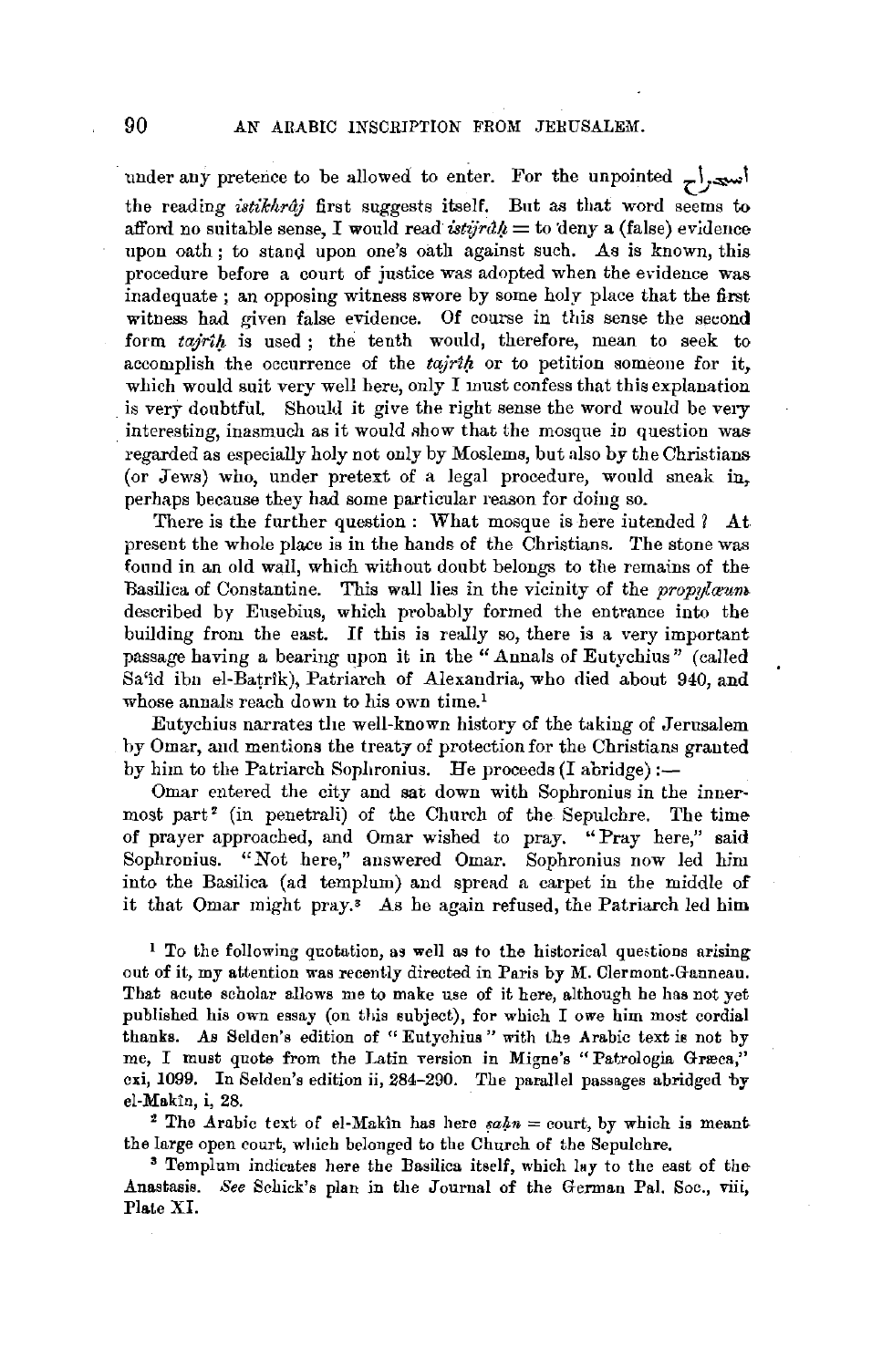under any pretence to be allowed to enter. For the unpointed استراح the reading *istikhrâj* first suggests itself. But as that word seems to afford no suitable sense, I would read *istijrâḥ* = to deny a (false) evidence upon oath; to stand upon one's oath against such. As is known, this procedure before a court of justice was adopted when the evidence was inadequate; an opposing witness swore by some holy place that the first witness had given false evidence. Of course in this sense the second form *tajrîḥ* is used; the tenth would, therefore, mean to seek to accomplish the occurrence of the *tajrîḥ* or to petition someone for it, which would suit very well here, only I must confess that this explanation is very doubtful. Should it give the right sense the word would be very interesting, inasmuch as it would show that the mosque in question was regarded as especially holy not only by Moslems, but also by the Christians (or Jews) who, under pretext of a legal procedure, would sneak in, perhaps because they had some particular reason for doing so.

There is the further question: What mosque is here intended? At present the whole place is in the hands of the Christians. The stone was found in an old wall, which without doubt belongs to the remains of the Basilica of Constantine. This wall lies in the vicinity of the *propylæum* described by Eusebius, which probably formed the entrance into the building from the east. If this is really so, there is a very important passage having a bearing upon it in the "Annals of Eutychius" (called Sa'îd ibn el-Baṭrîk), Patriarch of Alexandria, who died about 940, and whose annals reach down to his own time.[1]

Eutychius narrates the well-known history of the taking of Jerusalem by Omar, and mentions the treaty of protection for the Christians granted by him to the Patriarch Sophronius. He proceeds (I abridge):—

Omar entered the city and sat down with Sophronius in the innermost part[2] (in penetrali) of the Church of the Sepulchre. The time of prayer approached, and Omar wished to pray. "Pray here," said Sophronius. "Not here," answered Omar. Sophronius now led him into the Basilica (ad templum) and spread a carpet in the middle of it that Omar might pray.[3] As he again refused, the Patriarch led him

[1] To the following quotation, as well as to the historical questions arising out of it, my attention was recently directed in Paris by M. Clermont-Ganneau. That acute scholar allows me to make use of it here, although he has not yet published his own essay (on this subject), for which I owe him most cordial thanks. As Selden's edition of "Eutychius" with the Arabic text is not by me, I must quote from the Latin version in Migne's "Patrologia Græca," cxi, 1099. In Selden's edition ii, 284–290. The parallel passages abridged by el-Makîn, i, 28.

[2] The Arabic text of el-Makîn has here *ṣaḥn* = court, by which is meant the large open court, which belonged to the Church of the Sepulchre.

[3] Templum indicates here the Basilica itself, which lay to the east of the Anastasis. *See* Schick's plan in the Journal of the German Pal. Soc., viii, Plate XI.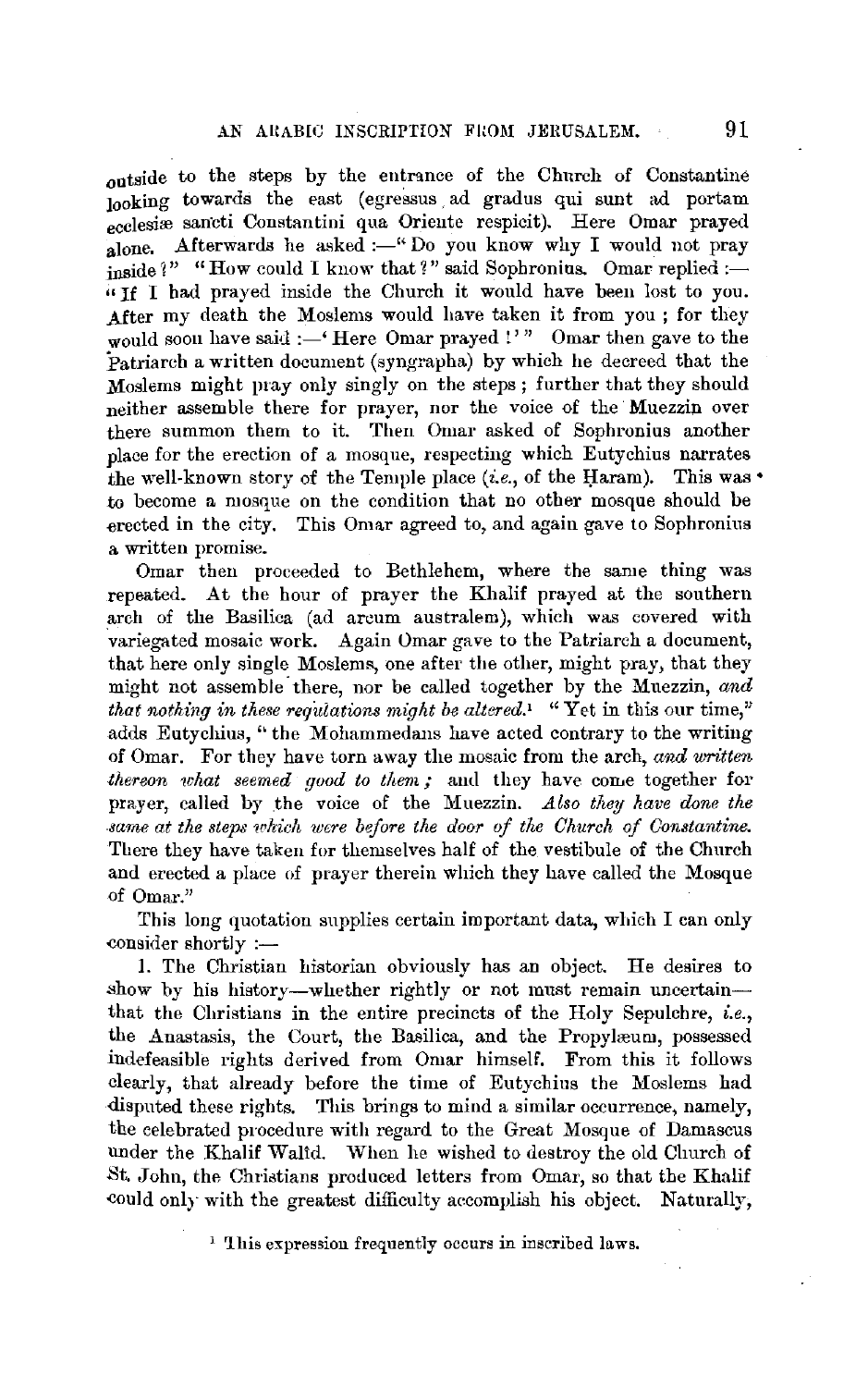outside to the steps by the entrance of the Church of Constantine looking towards the east (egressus ad gradus qui sunt ad portam ecclesiæ sancti Constantini qua Oriente respicit). Here Omar prayed alone. Afterwards he asked :—"Do you know why I would not pray inside?" "How could I know that?" said Sophronius. Omar replied :— "If I had prayed inside the Church it would have been lost to you. After my death the Moslems would have taken it from you ; for they would soon have said :—'Here Omar prayed!'" Omar then gave to the Patriarch a written document (syngrapha) by which he decreed that the Moslems might pray only singly on the steps ; further that they should neither assemble there for prayer, nor the voice of the Muezzin over there summon them to it. Then Omar asked of Sophronius another place for the erection of a mosque, respecting which Eutychius narrates the well-known story of the Temple place (*i.e.*, of the Ḥaram). This was to become a mosque on the condition that no other mosque should be erected in the city. This Omar agreed to, and again gave to Sophronius a written promise.

Omar then proceeded to Bethlehem, where the same thing was repeated. At the hour of prayer the Khalif prayed at the southern arch of the Basilica (ad arcum australem), which was covered with variegated mosaic work. Again Omar gave to the Patriarch a document, that here only single Moslems, one after the other, might pray, that they might not assemble there, nor be called together by the Muezzin, *and that nothing in these regulations might be altered.*[1] "Yet in this our time," adds Eutychius, "the Mohammedans have acted contrary to the writing of Omar. For they have torn away the mosaic from the arch, *and written thereon what seemed good to them ;* and they have come together for prayer, called by the voice of the Muezzin. *Also they have done the same at the steps which were before the door of the Church of Constantine.* There they have taken for themselves half of the vestibule of the Church and erected a place of prayer therein which they have called the Mosque of Omar."

This long quotation supplies certain important data, which I can only consider shortly :—

1. The Christian historian obviously has an object. He desires to show by his history—whether rightly or not must remain uncertain— that the Christians in the entire precincts of the Holy Sepulchre, *i.e.*, the Anastasis, the Court, the Basilica, and the Propylæum, possessed indefeasible rights derived from Omar himself. From this it follows clearly, that already before the time of Eutychius the Moslems had disputed these rights. This brings to mind a similar occurrence, namely, the celebrated procedure with regard to the Great Mosque of Damascus under the Khalif Walîd. When he wished to destroy the old Church of St. John, the Christians produced letters from Omar, so that the Khalif could only with the greatest difficulty accomplish his object. Naturally,

[1] This expression frequently occurs in inscribed laws.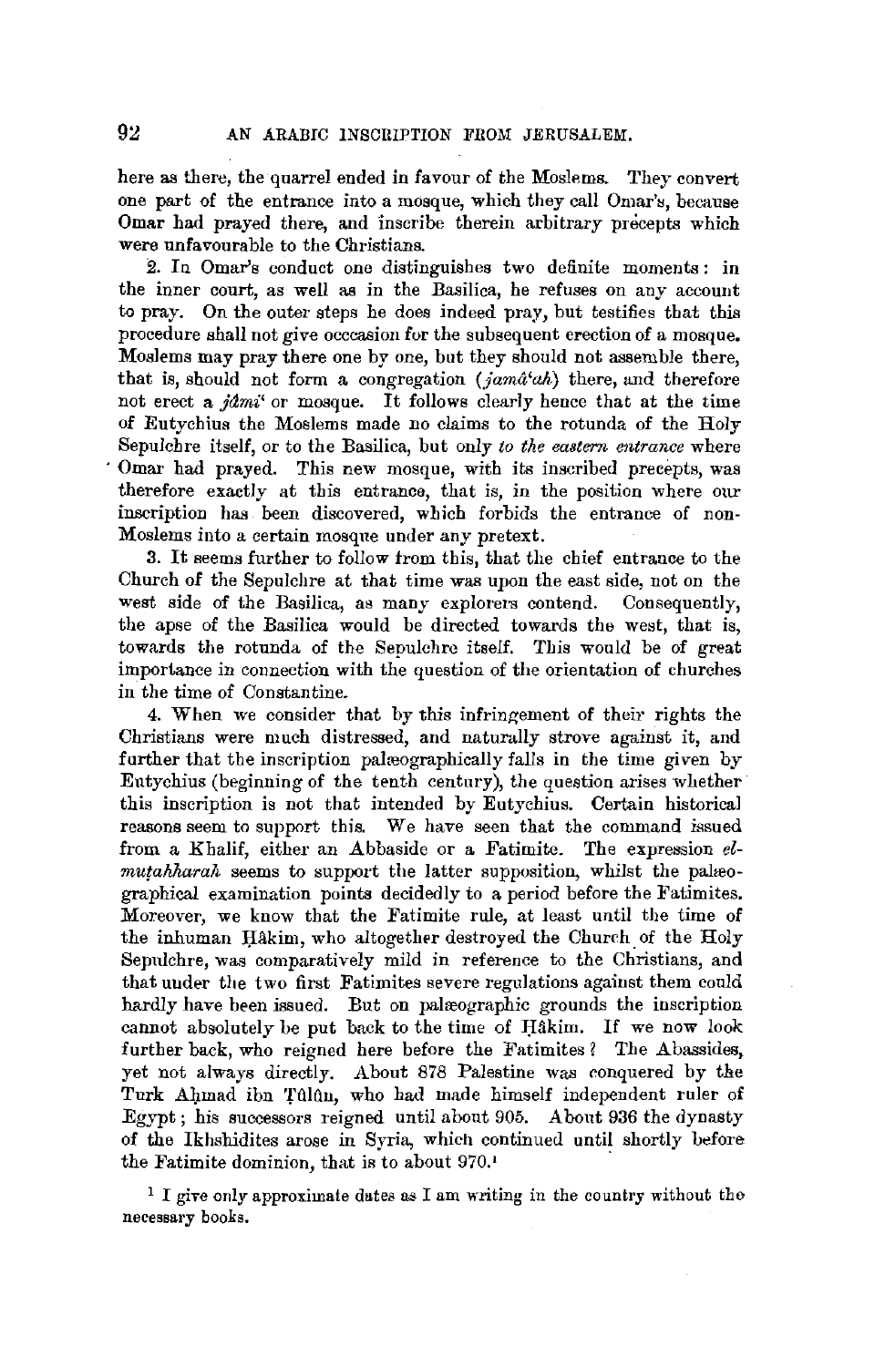here as there, the quarrel ended in favour of the Moslems. They convert one part of the entrance into a mosque, which they call Omar's, because Omar had prayed there, and inscribe therein arbitrary precepts which were unfavourable to the Christians.

2. In Omar's conduct one distinguishes two definite moments: in the inner court, as well as in the Basilica, he refuses on any account to pray. On the outer steps he does indeed pray, but testifies that this procedure shall not give occcasion for the subsequent erection of a mosque. Moslems may pray there one by one, but they should not assemble there, that is, should not form a congregation (*jamâ'ah*) there, and therefore not erect a *jâmi'* or mosque. It follows clearly hence that at the time of Eutychius the Moslems made no claims to the rotunda of the Holy Sepulchre itself, or to the Basilica, but only *to the eastern entrance* where Omar had prayed. This new mosque, with its inscribed precepts, was therefore exactly at this entrance, that is, in the position where our inscription has been discovered, which forbids the entrance of non-Moslems into a certain mosque under any pretext.

3. It seems further to follow from this, that the chief entrance to the Church of the Sepulchre at that time was upon the east side, not on the west side of the Basilica, as many explorers contend. Consequently, the apse of the Basilica would be directed towards the west, that is, towards the rotunda of the Sepulchre itself. This would be of great importance in connection with the question of the orientation of churches in the time of Constantine.

4. When we consider that by this infringement of their rights the Christians were much distressed, and naturally strove against it, and further that the inscription palæographically falls in the time given by Eutychius (beginning of the tenth century), the question arises whether this inscription is not that intended by Eutychius. Certain historical reasons seem to support this. We have seen that the command issued from a Khalif, either an Abbaside or a Fatimite. The expression *el-muṭahharah* seems to support the latter supposition, whilst the palæographical examination points decidedly to a period before the Fatimites. Moreover, we know that the Fatimite rule, at least until the time of the inhuman Ḥâkim, who altogether destroyed the Church of the Holy Sepulchre, was comparatively mild in reference to the Christians, and that under the two first Fatimites severe regulations against them could hardly have been issued. But on palæographic grounds the inscription cannot absolutely be put back to the time of Ḥâkim. If we now look further back, who reigned here before the Fatimites? The Abassides, yet not always directly. About 878 Palestine was conquered by the Turk Aḥmad ibn Ṭûlûn, who had made himself independent ruler of Egypt; his successors reigned until about 905. About 936 the dynasty of the Ikhshidites arose in Syria, which continued until shortly before the Fatimite dominion, that is to about 970.[1]

[1] I give only approximate dates as I am writing in the country without the necessary books.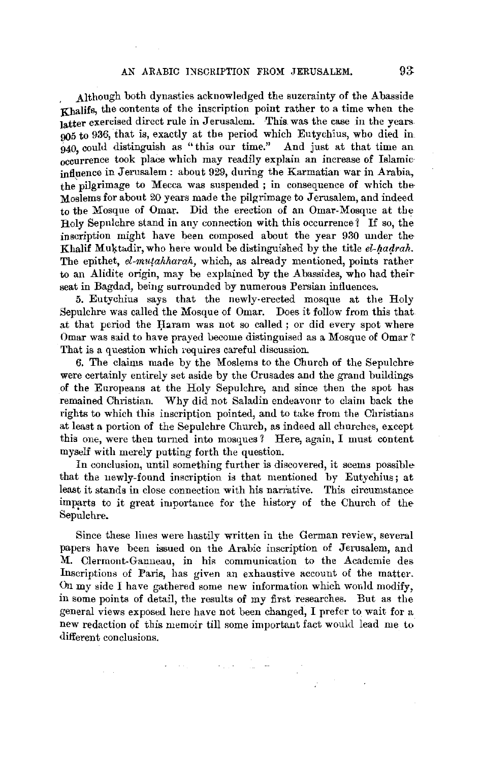Although both dynasties acknowledged the suzerainty of the Abasside Khalifs, the contents of the inscription point rather to a time when the latter exercised direct rule in Jerusalem. This was the case in the years 905 to 936, that is, exactly at the period which Eutychius, who died in 940, could distinguish as "this our time." And just at that time an occurrence took place which may readily explain an increase of Islamic influence in Jerusalem: about 929, during the Karmatian war in Arabia, the pilgrimage to Mecca was suspended; in consequence of which the Moslems for about 20 years made the pilgrimage to Jerusalem, and indeed to the Mosque of Omar. Did the erection of an Omar-Mosque at the Holy Sepulchre stand in any connection with this occurrence? If so, the inscription might have been composed about the year 930 under the Khalif Muḳtadir, who here would be distinguished by the title *el-ḥaḍrah.* The epithet, *el-muṭahharah,* which, as already mentioned, points rather to an Alidite origin, may be explained by the Abassides, who had their seat in Bagdad, being surrounded by numerous Persian influences.

5. Eutychius says that the newly-erected mosque at the Holy Sepulchre was called the Mosque of Omar. Does it follow from this that at that period the Ḥaram was not so called; or did every spot where Omar was said to have prayed become distinguised as a Mosque of Omar? That is a question which requires careful discussion.

6. The claims made by the Moslems to the Church of the Sepulchre were certainly entirely set aside by the Crusades and the grand buildings of the Europeans at the Holy Sepulchre, and since then the spot has remained Christian. Why did not Saladin endeavour to claim back the rights to which this inscription pointed, and to take from the Christians at least a portion of the Sepulchre Church, as indeed all churches, except this one, were then turned into mosques? Here, again, I must content myself with merely putting forth the question.

In conclusion, until something further is discovered, it seems possible that the newly-found inscription is that mentioned by Eutychius; at least it stands in close connection with his narrative. This circumstance imparts to it great importance for the history of the Church of the Sepulchre.

Since these lines were hastily written in the German review, several papers have been issued on the Arabic inscription of Jerusalem, and M. Clermont-Ganneau, in his communication to the Academie des Inscriptions of Paris, has given an exhaustive account of the matter. On my side I have gathered some new information which would modify, in some points of detail, the results of my first researches. But as the general views exposed here have not been changed, I prefer to wait for a new redaction of this memoir till some important fact would lead me to different conclusions.